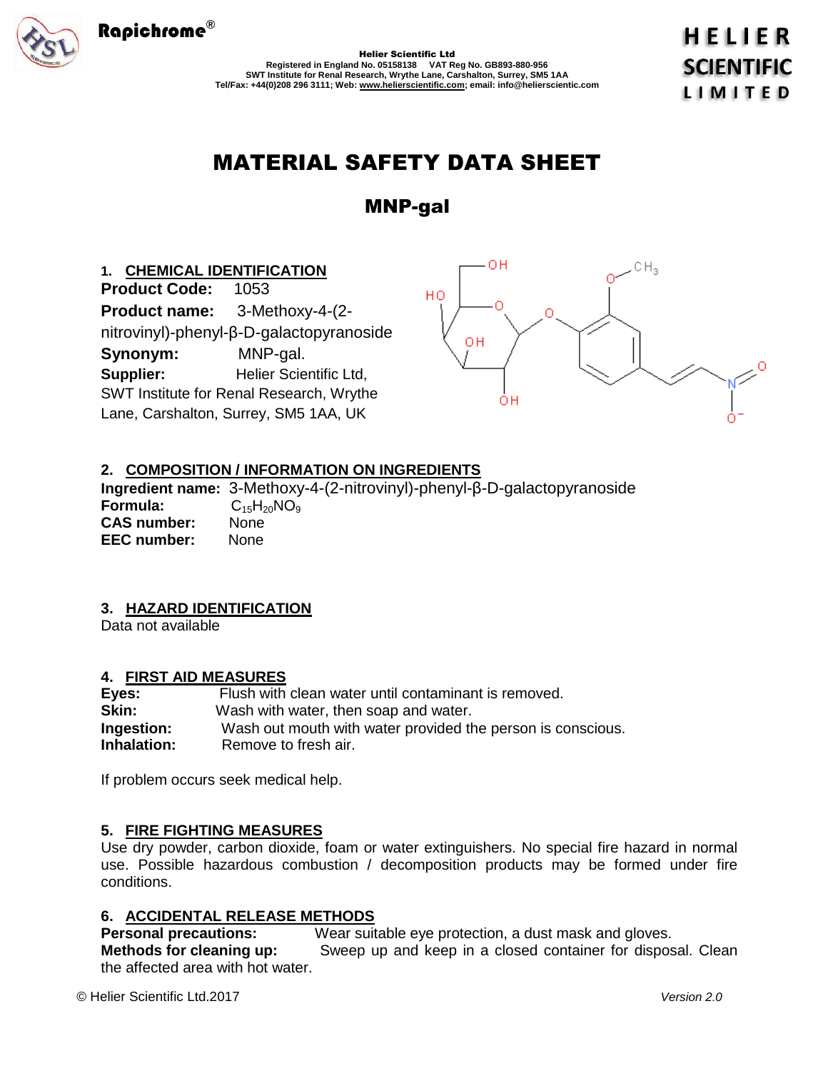Rapichrome®

**Helier Scientific Ltd**
Registered in England No. 05158138 VAT Reg No. GB893-880-956
SWT Institute for Renal Research, Wrythe Lane, Carshalton, Surrey, SM5 1AA
Tel/Fax: +44(0)208 296 3111; Web: www.helierscientific.com; email: info@helierscientic.com

HELIER SCIENTIFIC LIMITED

# MATERIAL SAFETY DATA SHEET

## MNP-gal

### 1. CHEMICAL IDENTIFICATION

**Product Code:** 1053
**Product name:** 3-Methoxy-4-(2-nitrovinyl)-phenyl-β-D-galactopyranoside
**Synonym:** MNP-gal.
**Supplier:** Helier Scientific Ltd, SWT Institute for Renal Research, Wrythe Lane, Carshalton, Surrey, SM5 1AA, UK

### 2. COMPOSITION / INFORMATION ON INGREDIENTS

**Ingredient name:** 3-Methoxy-4-(2-nitrovinyl)-phenyl-β-D-galactopyranoside
**Formula:** $C_{15}H_{20}NO_9$
**CAS number:** None
**EEC number:** None

### 3. HAZARD IDENTIFICATION

Data not available

### 4. FIRST AID MEASURES

**Eyes:** Flush with clean water until contaminant is removed.
**Skin:** Wash with water, then soap and water.
**Ingestion:** Wash out mouth with water provided the person is conscious.
**Inhalation:** Remove to fresh air.

If problem occurs seek medical help.

### 5. FIRE FIGHTING MEASURES

Use dry powder, carbon dioxide, foam or water extinguishers. No special fire hazard in normal use. Possible hazardous combustion / decomposition products may be formed under fire conditions.

### 6. ACCIDENTAL RELEASE METHODS

**Personal precautions:** Wear suitable eye protection, a dust mask and gloves.
**Methods for cleaning up:** Sweep up and keep in a closed container for disposal. Clean the affected area with hot water.

© Helier Scientific Ltd.2017 *Version 2.0*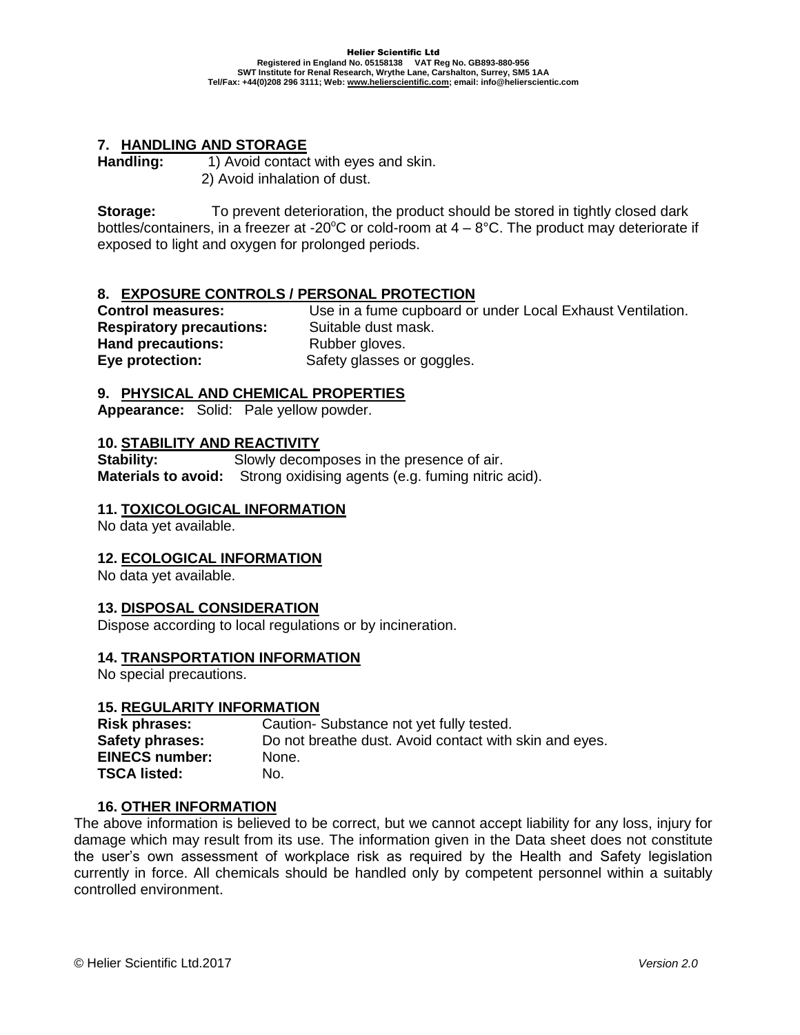## 7. HANDLING AND STORAGE

**Handling:** 1) Avoid contact with eyes and skin.
2) Avoid inhalation of dust.

**Storage:** To prevent deterioration, the product should be stored in tightly closed dark bottles/containers, in a freezer at -20°C or cold-room at 4 – 8°C. The product may deteriorate if exposed to light and oxygen for prolonged periods.

## 8. EXPOSURE CONTROLS / PERSONAL PROTECTION

**Control measures:** Use in a fume cupboard or under Local Exhaust Ventilation.
**Respiratory precautions:** Suitable dust mask.
**Hand precautions:** Rubber gloves.
**Eye protection:** Safety glasses or goggles.

## 9. PHYSICAL AND CHEMICAL PROPERTIES

**Appearance:** Solid: Pale yellow powder.

## 10. STABILITY AND REACTIVITY

**Stability:** Slowly decomposes in the presence of air.
**Materials to avoid:** Strong oxidising agents (e.g. fuming nitric acid).

## 11. TOXICOLOGICAL INFORMATION

No data yet available.

## 12. ECOLOGICAL INFORMATION

No data yet available.

## 13. DISPOSAL CONSIDERATION

Dispose according to local regulations or by incineration.

## 14. TRANSPORTATION INFORMATION

No special precautions.

## 15. REGULARITY INFORMATION

**Risk phrases:** Caution- Substance not yet fully tested.
**Safety phrases:** Do not breathe dust. Avoid contact with skin and eyes.
**EINECS number:** None.
**TSCA listed:** No.

## 16. OTHER INFORMATION

The above information is believed to be correct, but we cannot accept liability for any loss, injury for damage which may result from its use. The information given in the Data sheet does not constitute the user's own assessment of workplace risk as required by the Health and Safety legislation currently in force. All chemicals should be handled only by competent personnel within a suitably controlled environment.